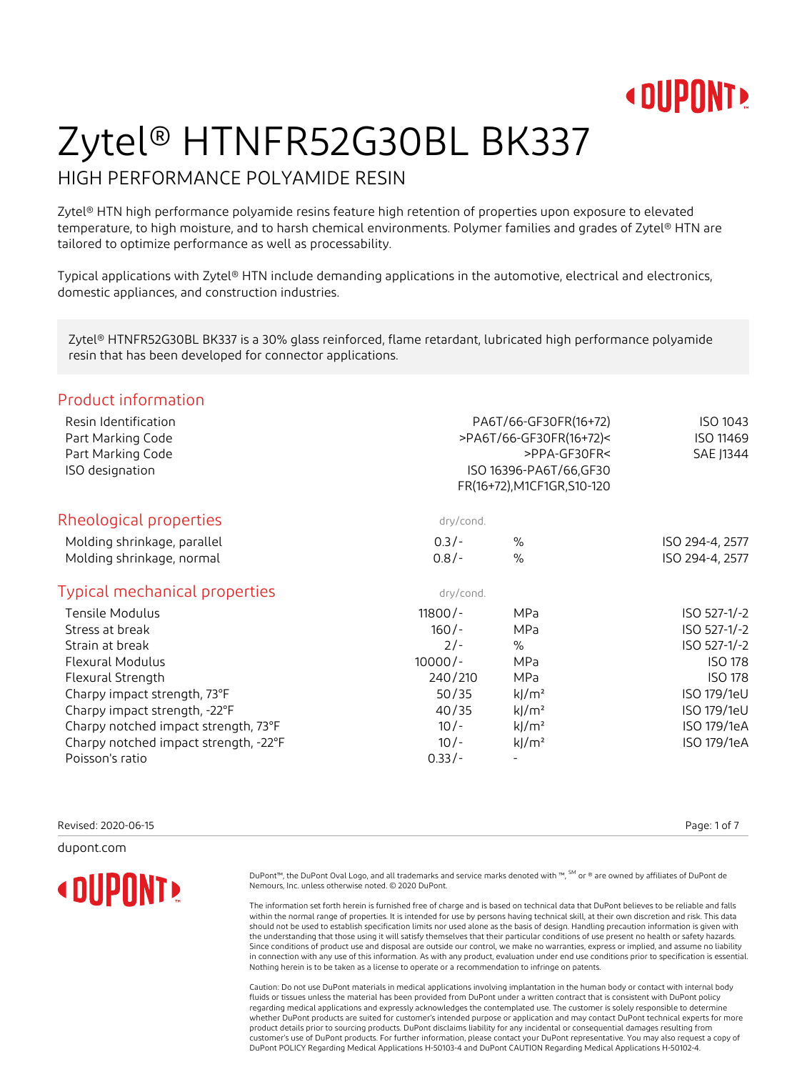# Zytel® HTNFR52G30BL BK337

## HIGH PERFORMANCE POLYAMIDE RESIN

Zytel® HTN high performance polyamide resins feature high retention of properties upon exposure to elevated temperature, to high moisture, and to harsh chemical environments. Polymer families and grades of Zytel® HTN are tailored to optimize performance as well as processability.

Typical applications with Zytel® HTN include demanding applications in the automotive, electrical and electronics, domestic appliances, and construction industries.

Zytel® HTNFR52G30BL BK337 is a 30% glass reinforced, flame retardant, lubricated high performance polyamide resin that has been developed for connector applications.

## Product information

| | | |
|---|---|---|
| Resin Identification | PA6T/66-GF30FR(16+72) | ISO 1043 |
| Part Marking Code | >PA6T/66-GF30FR(16+72)< | ISO 11469 |
| Part Marking Code | >PPA-GF30FR< | SAE J1344 |
| ISO designation | ISO 16396-PA6T/66,GF30 FR(16+72),M1CF1GR,S10-120 | |

## Rheological properties

| | dry/cond. | | |
|---|---|---|---|
| Molding shrinkage, parallel | 0.3/- | % | ISO 294-4, 2577 |
| Molding shrinkage, normal | 0.8/- | % | ISO 294-4, 2577 |

## Typical mechanical properties

| | dry/cond. | | |
|---|---|---|---|
| Tensile Modulus | 11800/- | MPa | ISO 527-1/-2 |
| Stress at break | 160/- | MPa | ISO 527-1/-2 |
| Strain at break | 2/- | % | ISO 527-1/-2 |
| Flexural Modulus | 10000/- | MPa | ISO 178 |
| Flexural Strength | 240/210 | MPa | ISO 178 |
| Charpy impact strength, 73°F | 50/35 | kJ/m² | ISO 179/1eU |
| Charpy impact strength, -22°F | 40/35 | kJ/m² | ISO 179/1eU |
| Charpy notched impact strength, 73°F | 10/- | kJ/m² | ISO 179/1eA |
| Charpy notched impact strength, -22°F | 10/- | kJ/m² | ISO 179/1eA |
| Poisson's ratio | 0.33/- | - | |

Revised: 2020-06-15

dupont.com

DuPont™, the DuPont Oval Logo, and all trademarks and service marks denoted with ™, SM or ® are owned by affiliates of DuPont de Nemours, Inc. unless otherwise noted. © 2020 DuPont.

The information set forth herein is furnished free of charge and is based on technical data that DuPont believes to be reliable and falls within the normal range of properties. It is intended for use by persons having technical skill, at their own discretion and risk. This data should not be used to establish specification limits nor used alone as the basis of design. Handling precaution information is given with the understanding that those using it will satisfy themselves that their particular conditions of use present no health or safety hazards. Since conditions of product use and disposal are outside our control, we make no warranties, express or implied, and assume no liability in connection with any use of this information. As with any product, evaluation under end use conditions prior to specification is essential. Nothing herein is to be taken as a license to operate or a recommendation to infringe on patents.

Caution: Do not use DuPont materials in medical applications involving implantation in the human body or contact with internal body fluids or tissues unless the material has been provided from DuPont under a written contract that is consistent with DuPont policy regarding medical applications and expressly acknowledges the contemplated use. The customer is solely responsible to determine whether DuPont products are suited for customer's intended purpose or application and may contact DuPont technical experts for more product details prior to sourcing products. DuPont disclaims liability for any incidental or consequential damages resulting from customer's use of DuPont products. For further information, please contact your DuPont representative. You may also request a copy of DuPont POLICY Regarding Medical Applications H-50103-4 and DuPont CAUTION Regarding Medical Applications H-50102-4.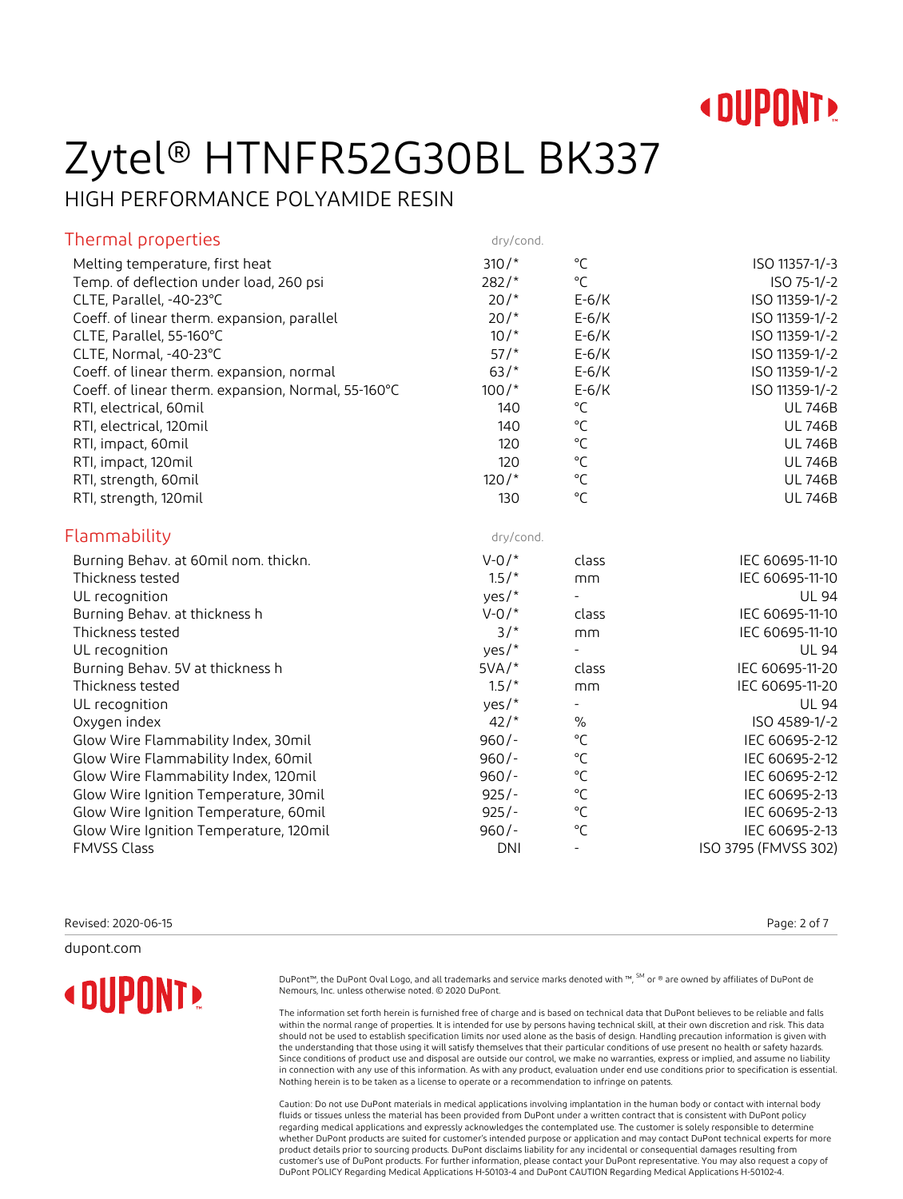# Zytel® HTNFR52G30BL BK337

HIGH PERFORMANCE POLYAMIDE RESIN

## Thermal properties

| | dry/cond. | | |
|---|---|---|---|
| Melting temperature, first heat | 310/* | °C | ISO 11357-1/-3 |
| Temp. of deflection under load, 260 psi | 282/* | °C | ISO 75-1/-2 |
| CLTE, Parallel, -40-23°C | 20/* | E-6/K | ISO 11359-1/-2 |
| Coeff. of linear therm. expansion, parallel | 20/* | E-6/K | ISO 11359-1/-2 |
| CLTE, Parallel, 55-160°C | 10/* | E-6/K | ISO 11359-1/-2 |
| CLTE, Normal, -40-23°C | 57/* | E-6/K | ISO 11359-1/-2 |
| Coeff. of linear therm. expansion, normal | 63/* | E-6/K | ISO 11359-1/-2 |
| Coeff. of linear therm. expansion, Normal, 55-160°C | 100/* | E-6/K | ISO 11359-1/-2 |
| RTI, electrical, 60mil | 140 | °C | UL 746B |
| RTI, electrical, 120mil | 140 | °C | UL 746B |
| RTI, impact, 60mil | 120 | °C | UL 746B |
| RTI, impact, 120mil | 120 | °C | UL 746B |
| RTI, strength, 60mil | 120/* | °C | UL 746B |
| RTI, strength, 120mil | 130 | °C | UL 746B |

## Flammability

| | dry/cond. | | |
|---|---|---|---|
| Burning Behav. at 60mil nom. thickn. | V-0/* | class | IEC 60695-11-10 |
| Thickness tested | 1.5/* | mm | IEC 60695-11-10 |
| UL recognition | yes/* | - | UL 94 |
| Burning Behav. at thickness h | V-0/* | class | IEC 60695-11-10 |
| Thickness tested | 3/* | mm | IEC 60695-11-10 |
| UL recognition | yes/* | - | UL 94 |
| Burning Behav. 5V at thickness h | 5VA/* | class | IEC 60695-11-20 |
| Thickness tested | 1.5/* | mm | IEC 60695-11-20 |
| UL recognition | yes/* | - | UL 94 |
| Oxygen index | 42/* | % | ISO 4589-1/-2 |
| Glow Wire Flammability Index, 30mil | 960/- | °C | IEC 60695-2-12 |
| Glow Wire Flammability Index, 60mil | 960/- | °C | IEC 60695-2-12 |
| Glow Wire Flammability Index, 120mil | 960/- | °C | IEC 60695-2-12 |
| Glow Wire Ignition Temperature, 30mil | 925/- | °C | IEC 60695-2-13 |
| Glow Wire Ignition Temperature, 60mil | 925/- | °C | IEC 60695-2-13 |
| Glow Wire Ignition Temperature, 120mil | 960/- | °C | IEC 60695-2-13 |
| FMVSS Class | DNI | - | ISO 3795 (FMVSS 302) |

Revised: 2020-06-15

dupont.com

DuPont™, the DuPont Oval Logo, and all trademarks and service marks denoted with ™, SM or ® are owned by affiliates of DuPont de Nemours, Inc. unless otherwise noted. © 2020 DuPont.

The information set forth herein is furnished free of charge and is based on technical data that DuPont believes to be reliable and falls within the normal range of properties. It is intended for use by persons having technical skill, at their own discretion and risk. This data should not be used to establish specification limits nor used alone as the basis of design. Handling precaution information is given with the understanding that those using it will satisfy themselves that their particular conditions of use present no health or safety hazards. Since conditions of product use and disposal are outside our control, we make no warranties, express or implied, and assume no liability in connection with any use of this information. As with any product, evaluation under end use conditions prior to specification is essential. Nothing herein is to be taken as a license to operate or a recommendation to infringe on patents.

Caution: Do not use DuPont materials in medical applications involving implantation in the human body or contact with internal body fluids or tissues unless the material has been provided from DuPont under a written contract that is consistent with DuPont policy regarding medical applications and expressly acknowledges the contemplated use. The customer is solely responsible to determine whether DuPont products are suited for customer's intended purpose or application and may contact DuPont technical experts for more product details prior to sourcing products. DuPont disclaims liability for any incidental or consequential damages resulting from customer's use of DuPont products. For further information, please contact your DuPont representative. You may also request a copy of DuPont POLICY Regarding Medical Applications H-50103-4 and DuPont CAUTION Regarding Medical Applications H-50102-4.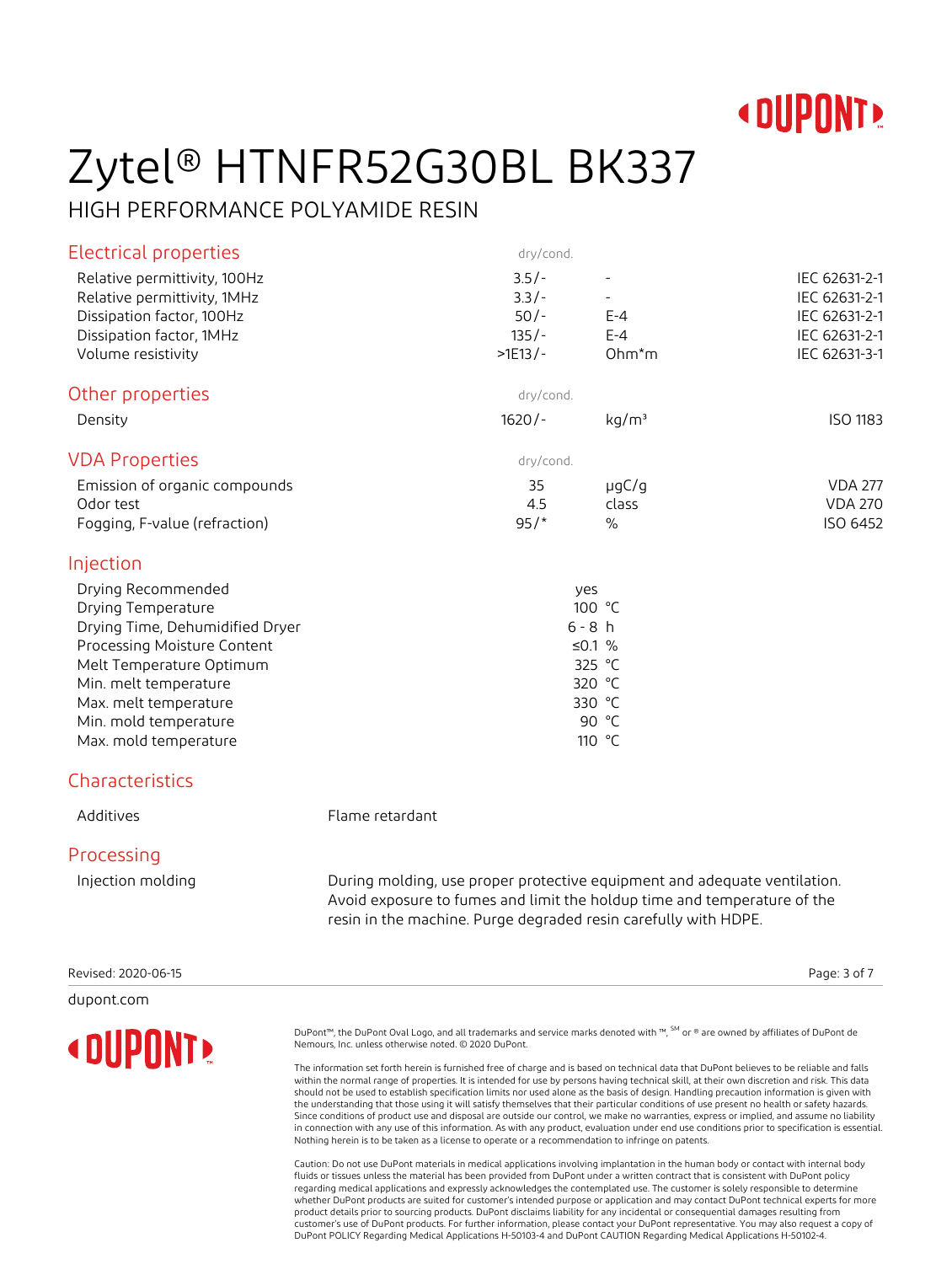# Zytel® HTNFR52G30BL BK337

HIGH PERFORMANCE POLYAMIDE RESIN

## Electrical properties

| | dry/cond. | | |
|---|---|---|---|
| Relative permittivity, 100Hz | 3.5/- | - | IEC 62631-2-1 |
| Relative permittivity, 1MHz | 3.3/- | - | IEC 62631-2-1 |
| Dissipation factor, 100Hz | 50/- | E-4 | IEC 62631-2-1 |
| Dissipation factor, 1MHz | 135/- | E-4 | IEC 62631-2-1 |
| Volume resistivity | >1E13/- | Ohm*m | IEC 62631-3-1 |

## Other properties

| | dry/cond. | | |
|---|---|---|---|
| Density | 1620/- | kg/m³ | ISO 1183 |

## VDA Properties

| | dry/cond. | | |
|---|---|---|---|
| Emission of organic compounds | 35 | µgC/g | VDA 277 |
| Odor test | 4.5 | class | VDA 270 |
| Fogging, F-value (refraction) | 95/* | % | ISO 6452 |

## Injection

| | | |
|---|---|---|
| Drying Recommended | yes | |
| Drying Temperature | 100 | °C |
| Drying Time, Dehumidified Dryer | 6 - 8 | h |
| Processing Moisture Content | ≤0.1 | % |
| Melt Temperature Optimum | 325 | °C |
| Min. melt temperature | 320 | °C |
| Max. melt temperature | 330 | °C |
| Min. mold temperature | 90 | °C |
| Max. mold temperature | 110 | °C |

## Characteristics

| | |
|---|---|
| Additives | Flame retardant |

## Processing

| | |
|---|---|
| Injection molding | During molding, use proper protective equipment and adequate ventilation. Avoid exposure to fumes and limit the holdup time and temperature of the resin in the machine. Purge degraded resin carefully with HDPE. |

Revised: 2020-06-15

dupont.com

DuPont™, the DuPont Oval Logo, and all trademarks and service marks denoted with ™, SM or ® are owned by affiliates of DuPont de Nemours, Inc. unless otherwise noted. © 2020 DuPont.

The information set forth herein is furnished free of charge and is based on technical data that DuPont believes to be reliable and falls within the normal range of properties. It is intended for use by persons having technical skill, at their own discretion and risk. This data should not be used to establish specification limits nor used alone as the basis of design. Handling precaution information is given with the understanding that those using it will satisfy themselves that their particular conditions of use present no health or safety hazards. Since conditions of product use and disposal are outside our control, we make no warranties, express or implied, and assume no liability in connection with any use of this information. As with any product, evaluation under end use conditions prior to specification is essential. Nothing herein is to be taken as a license to operate or a recommendation to infringe on patents.

Caution: Do not use DuPont materials in medical applications involving implantation in the human body or contact with internal body fluids or tissues unless the material has been provided from DuPont under a written contract that is consistent with DuPont policy regarding medical applications and expressly acknowledges the contemplated use. The customer is solely responsible to determine whether DuPont products are suited for customer's intended purpose or application and may contact DuPont technical experts for more product details prior to sourcing products. DuPont disclaims liability for any incidental or consequential damages resulting from customer's use of DuPont products. For further information, please contact your DuPont representative. You may also request a copy of DuPont POLICY Regarding Medical Applications H-50103-4 and DuPont CAUTION Regarding Medical Applications H-50102-4.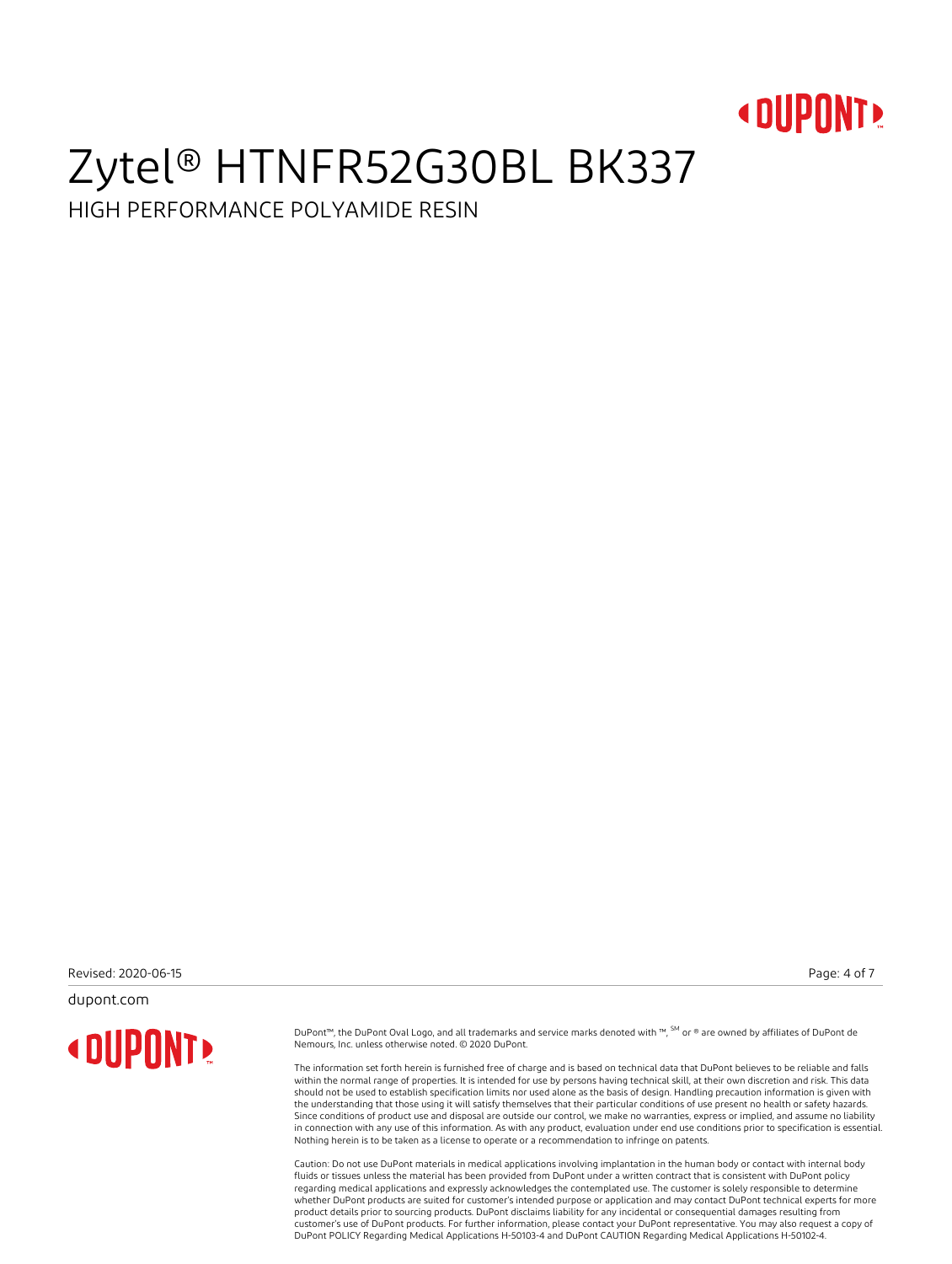# Zytel® HTNFR52G30BL BK337

HIGH PERFORMANCE POLYAMIDE RESIN

Revised: 2020-06-15

dupont.com

DuPont™, the DuPont Oval Logo, and all trademarks and service marks denoted with ™, SM or ® are owned by affiliates of DuPont de Nemours, Inc. unless otherwise noted. © 2020 DuPont.

The information set forth herein is furnished free of charge and is based on technical data that DuPont believes to be reliable and falls within the normal range of properties. It is intended for use by persons having technical skill, at their own discretion and risk. This data should not be used to establish specification limits nor used alone as the basis of design. Handling precaution information is given with the understanding that those using it will satisfy themselves that their particular conditions of use present no health or safety hazards. Since conditions of product use and disposal are outside our control, we make no warranties, express or implied, and assume no liability in connection with any use of this information. As with any product, evaluation under end use conditions prior to specification is essential. Nothing herein is to be taken as a license to operate or a recommendation to infringe on patents.

Caution: Do not use DuPont materials in medical applications involving implantation in the human body or contact with internal body fluids or tissues unless the material has been provided from DuPont under a written contract that is consistent with DuPont policy regarding medical applications and expressly acknowledges the contemplated use. The customer is solely responsible to determine whether DuPont products are suited for customer's intended purpose or application and may contact DuPont technical experts for more product details prior to sourcing products. DuPont disclaims liability for any incidental or consequential damages resulting from customer's use of DuPont products. For further information, please contact your DuPont representative. You may also request a copy of DuPont POLICY Regarding Medical Applications H-50103-4 and DuPont CAUTION Regarding Medical Applications H-50102-4.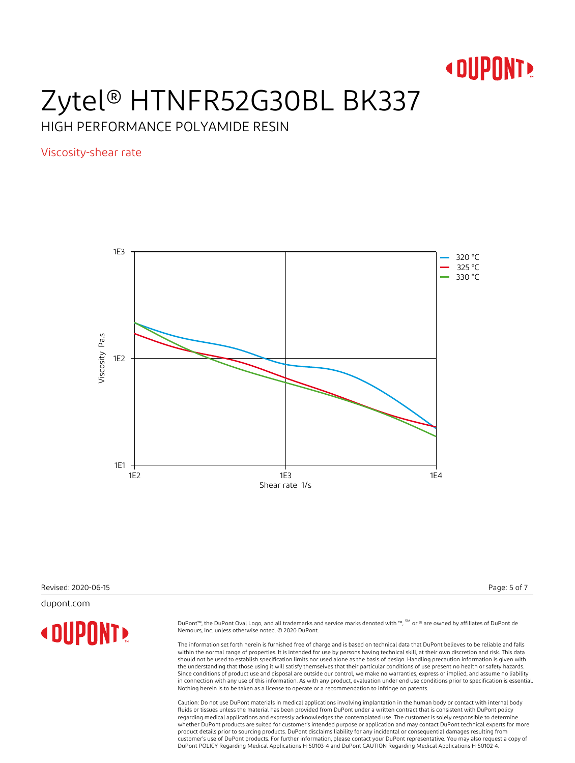# Zytel® HTNFR52G30BL BK337

HIGH PERFORMANCE POLYAMIDE RESIN

## Viscosity-shear rate

Viscosity Pa.s

1E3

1E2

1E1

1E2 1E3 1E4

Shear rate 1/s

320 °C
325 °C
330 °C

Revised: 2020-06-15

dupont.com

DuPont™, the DuPont Oval Logo, and all trademarks and service marks denoted with ™, SM or ® are owned by affiliates of DuPont de Nemours, Inc. unless otherwise noted. © 2020 DuPont.

The information set forth herein is furnished free of charge and is based on technical data that DuPont believes to be reliable and falls within the normal range of properties. It is intended for use by persons having technical skill, at their own discretion and risk. This data should not be used to establish specification limits nor used alone as the basis of design. Handling precaution information is given with the understanding that those using it will satisfy themselves that their particular conditions of use present no health or safety hazards. Since conditions of product use and disposal are outside our control, we make no warranties, express or implied, and assume no liability in connection with any use of this information. As with any product, evaluation under end use conditions prior to specification is essential. Nothing herein is to be taken as a license to operate or a recommendation to infringe on patents.

Caution: Do not use DuPont materials in medical applications involving implantation in the human body or contact with internal body fluids or tissues unless the material has been provided from DuPont under a written contract that is consistent with DuPont policy regarding medical applications and expressly acknowledges the contemplated use. The customer is solely responsible to determine whether DuPont products are suited for customer's intended purpose or application and may contact DuPont technical experts for more product details prior to sourcing products. DuPont disclaims liability for any incidental or consequential damages resulting from customer's use of DuPont products. For further information, please contact your DuPont representative. You may also request a copy of DuPont POLICY Regarding Medical Applications H-50103-4 and DuPont CAUTION Regarding Medical Applications H-50102-4.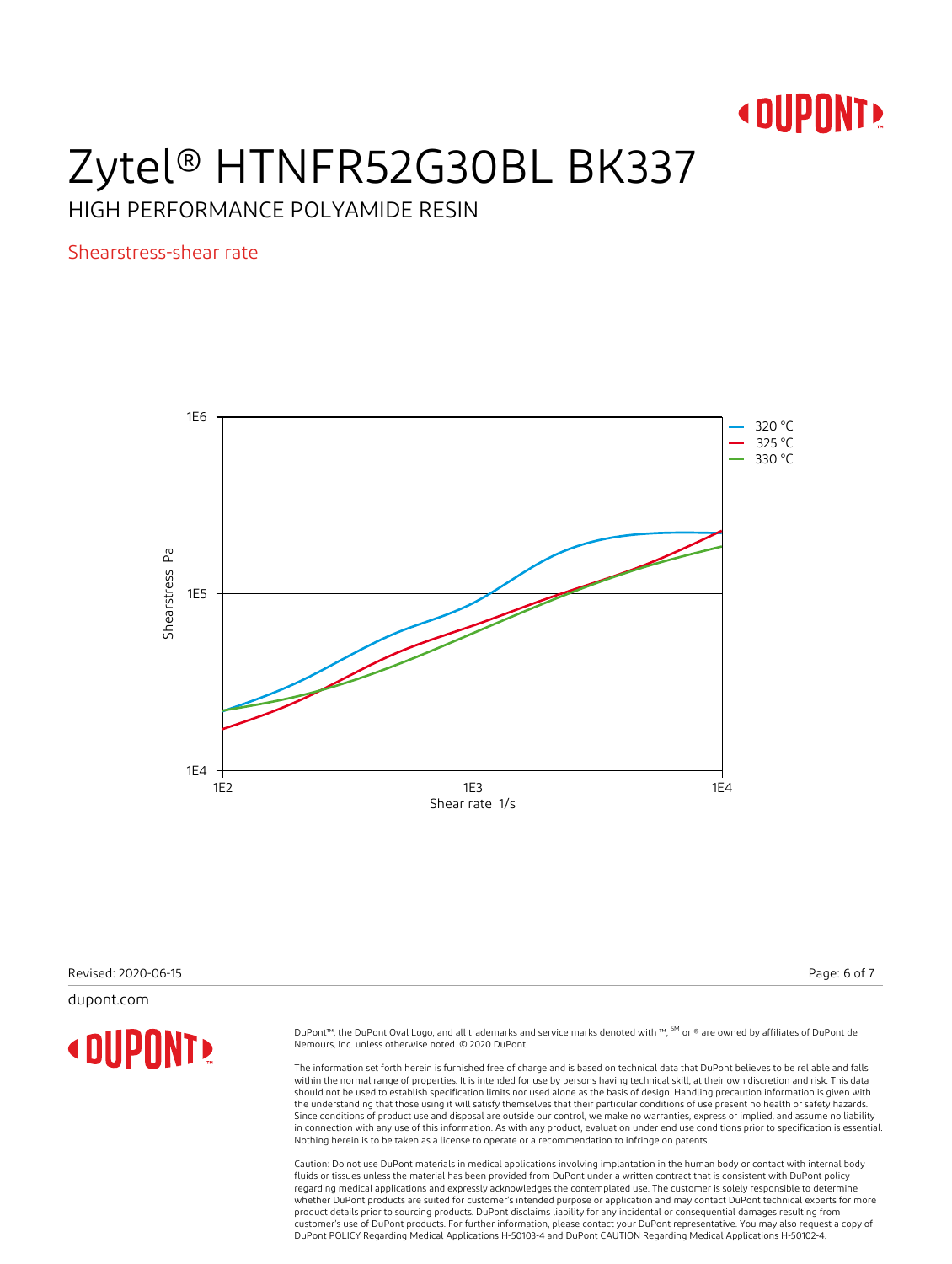# Zytel® HTNFR52G30BL BK337

HIGH PERFORMANCE POLYAMIDE RESIN

## Shearstress-shear rate

Shearstress Pa

1E6

1E5

1E4

1E2 1E3 1E4

Shear rate 1/s

- 320 °C
- 325 °C
- 330 °C

Revised: 2020-06-15

dupont.com

DuPont™, the DuPont Oval Logo, and all trademarks and service marks denoted with ™, SM or ® are owned by affiliates of DuPont de Nemours, Inc. unless otherwise noted. © 2020 DuPont.

The information set forth herein is furnished free of charge and is based on technical data that DuPont believes to be reliable and falls within the normal range of properties. It is intended for use by persons having technical skill, at their own discretion and risk. This data should not be used to establish specification limits nor used alone as the basis of design. Handling precaution information is given with the understanding that those using it will satisfy themselves that their particular conditions of use present no health or safety hazards. Since conditions of product use and disposal are outside our control, we make no warranties, express or implied, and assume no liability in connection with any use of this information. As with any product, evaluation under end use conditions prior to specification is essential. Nothing herein is to be taken as a license to operate or a recommendation to infringe on patents.

Caution: Do not use DuPont materials in medical applications involving implantation in the human body or contact with internal body fluids or tissues unless the material has been provided from DuPont under a written contract that is consistent with DuPont policy regarding medical applications and expressly acknowledges the contemplated use. The customer is solely responsible to determine whether DuPont products are suited for customer's intended purpose or application and may contact DuPont technical experts for more product details prior to sourcing products. DuPont disclaims liability for any incidental or consequential damages resulting from customer's use of DuPont products. For further information, please contact your DuPont representative. You may also request a copy of DuPont POLICY Regarding Medical Applications H-50103-4 and DuPont CAUTION Regarding Medical Applications H-50102-4.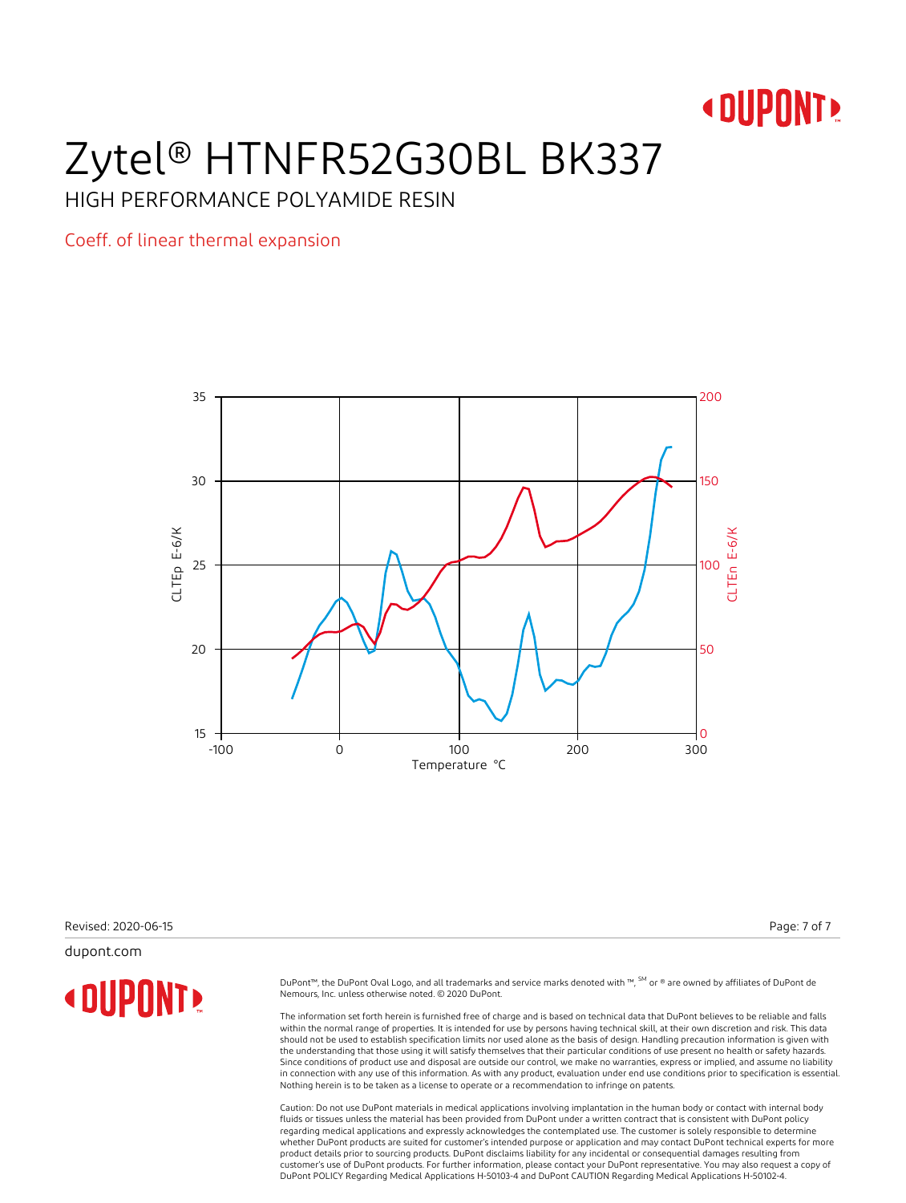# Zytel® HTNFR52G30BL BK337

HIGH PERFORMANCE POLYAMIDE RESIN

## Coeff. of linear thermal expansion

CLTEp E-6/K

35
30
25
20
15

CLTEn E-6/K

200
150
100
50
0

-100
0
100
200
300

Temperature °C

Revised: 2020-06-15

dupont.com

DuPont™, the DuPont Oval Logo, and all trademarks and service marks denoted with ™, SM or ® are owned by affiliates of DuPont de Nemours, Inc. unless otherwise noted. © 2020 DuPont.

The information set forth herein is furnished free of charge and is based on technical data that DuPont believes to be reliable and falls within the normal range of properties. It is intended for use by persons having technical skill, at their own discretion and risk. This data should not be used to establish specification limits nor used alone as the basis of design. Handling precaution information is given with the understanding that those using it will satisfy themselves that their particular conditions of use present no health or safety hazards. Since conditions of product use and disposal are outside our control, we make no warranties, express or implied, and assume no liability in connection with any use of this information. As with any product, evaluation under end use conditions prior to specification is essential. Nothing herein is to be taken as a license to operate or a recommendation to infringe on patents.

Caution: Do not use DuPont materials in medical applications involving implantation in the human body or contact with internal body fluids or tissues unless the material has been provided from DuPont under a written contract that is consistent with DuPont policy regarding medical applications and expressly acknowledges the contemplated use. The customer is solely responsible to determine whether DuPont products are suited for customer's intended purpose or application and may contact DuPont technical experts for more product details prior to sourcing products. DuPont disclaims liability for any incidental or consequential damages resulting from customer's use of DuPont products. For further information, please contact your DuPont representative. You may also request a copy of DuPont POLICY Regarding Medical Applications H-50103-4 and DuPont CAUTION Regarding Medical Applications H-50102-4.